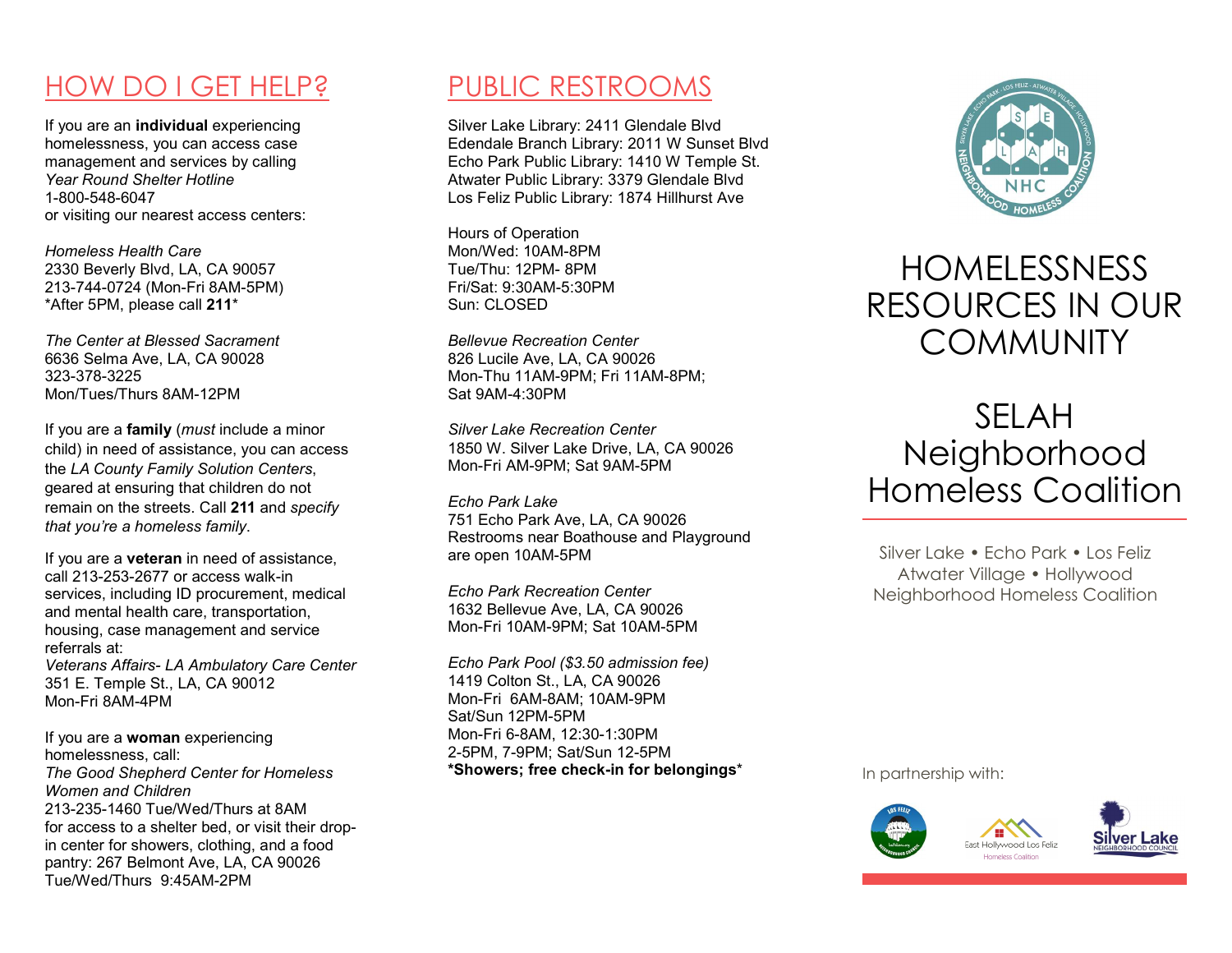## HOW DO I GET HELP?

If you are an **individual** experiencing homelessness, you can access case management and services by calling
*Year Round Shelter Hotline*
1-800-548-6047
or visiting our nearest access centers:

*Homeless Health Care*
2330 Beverly Blvd, LA, CA 90057
213-744-0724 (Mon-Fri 8AM-5PM)
*After 5PM, please call **211***

*The Center at Blessed Sacrament*
6636 Selma Ave, LA, CA 90028
323-378-3225
Mon/Tues/Thurs 8AM-12PM

If you are a **family** (*must* include a minor child) in need of assistance, you can access the *LA County Family Solution Centers*, geared at ensuring that children do not remain on the streets. Call **211** and *specify that you're a homeless family*.

If you are a **veteran** in need of assistance, call 213-253-2677 or access walk-in services, including ID procurement, medical and mental health care, transportation, housing, case management and service referrals at:
*Veterans Affairs- LA Ambulatory Care Center*
351 E. Temple St., LA, CA 90012
Mon-Fri 8AM-4PM

If you are a **woman** experiencing homelessness, call:
*The Good Shepherd Center for Homeless Women and Children*
213-235-1460 Tue/Wed/Thurs at 8AM
for access to a shelter bed, or visit their drop-in center for showers, clothing, and a food pantry: 267 Belmont Ave, LA, CA 90026
Tue/Wed/Thurs 9:45AM-2PM

## PUBLIC RESTROOMS

Silver Lake Library: 2411 Glendale Blvd
Edendale Branch Library: 2011 W Sunset Blvd
Echo Park Public Library: 1410 W Temple St.
Atwater Public Library: 3379 Glendale Blvd
Los Feliz Public Library: 1874 Hillhurst Ave

Hours of Operation
Mon/Wed: 10AM-8PM
Tue/Thu: 12PM- 8PM
Fri/Sat: 9:30AM-5:30PM
Sun: CLOSED

*Bellevue Recreation Center*
826 Lucile Ave, LA, CA 90026
Mon-Thu 11AM-9PM; Fri 11AM-8PM;
Sat 9AM-4:30PM

*Silver Lake Recreation Center*
1850 W. Silver Lake Drive, LA, CA 90026
Mon-Fri AM-9PM; Sat 9AM-5PM

*Echo Park Lake*
751 Echo Park Ave, LA, CA 90026
Restrooms near Boathouse and Playground are open 10AM-5PM

*Echo Park Recreation Center*
1632 Bellevue Ave, LA, CA 90026
Mon-Fri 10AM-9PM; Sat 10AM-5PM

*Echo Park Pool ($3.50 admission fee)*
1419 Colton St., LA, CA 90026
Mon-Fri 6AM-8AM; 10AM-9PM
Sat/Sun 12PM-5PM
Mon-Fri 6-8AM, 12:30-1:30PM
2-5PM, 7-9PM; Sat/Sun 12-5PM
***Showers; free check-in for belongings***

# HOMELESSNESS RESOURCES IN OUR COMMUNITY

# SELAH Neighborhood Homeless Coalition

Silver Lake • Echo Park • Los Feliz
Atwater Village • Hollywood
Neighborhood Homeless Coalition

In partnership with: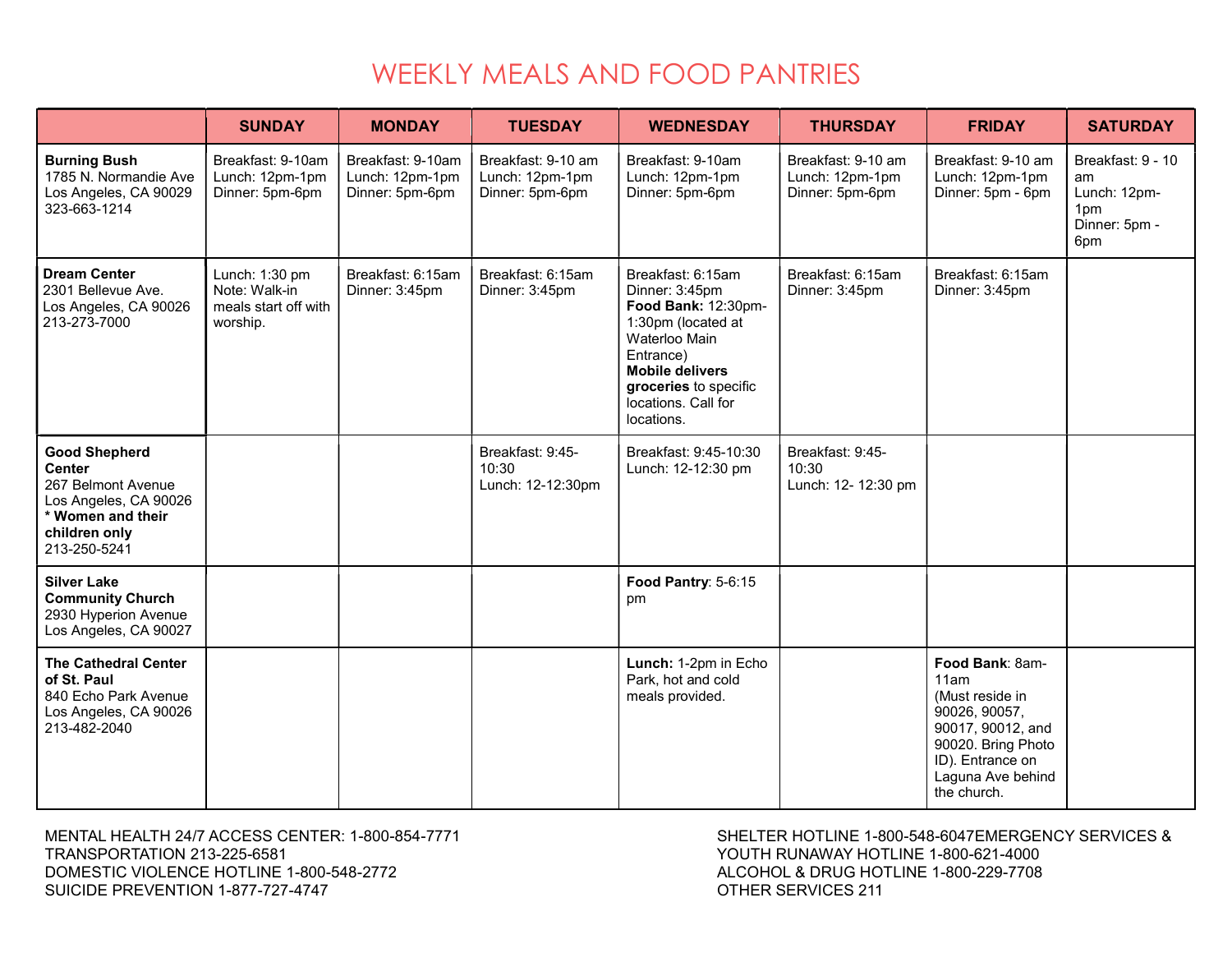# WEEKLY MEALS AND FOOD PANTRIES

| | SUNDAY | MONDAY | TUESDAY | WEDNESDAY | THURSDAY | FRIDAY | SATURDAY |
|---|---|---|---|---|---|---|---|
| **Burning Bush**<br>1785 N. Normandie Ave<br>Los Angeles, CA 90029<br>323-663-1214 | Breakfast: 9-10am<br>Lunch: 12pm-1pm<br>Dinner: 5pm-6pm | Breakfast: 9-10am<br>Lunch: 12pm-1pm<br>Dinner: 5pm-6pm | Breakfast: 9-10 am<br>Lunch: 12pm-1pm<br>Dinner: 5pm-6pm | Breakfast: 9-10am<br>Lunch: 12pm-1pm<br>Dinner: 5pm-6pm | Breakfast: 9-10 am<br>Lunch: 12pm-1pm<br>Dinner: 5pm-6pm | Breakfast: 9-10 am<br>Lunch: 12pm-1pm<br>Dinner: 5pm - 6pm | Breakfast: 9 - 10 am<br>Lunch: 12pm-1pm<br>Dinner: 5pm - 6pm |
| **Dream Center**<br>2301 Bellevue Ave.<br>Los Angeles, CA 90026<br>213-273-7000 | Lunch: 1:30 pm<br>Note: Walk-in meals start off with worship. | Breakfast: 6:15am<br>Dinner: 3:45pm | Breakfast: 6:15am<br>Dinner: 3:45pm | Breakfast: 6:15am<br>Dinner: 3:45pm<br>**Food Bank:** 12:30pm-1:30pm (located at Waterloo Main Entrance)<br>**Mobile delivers groceries** to specific locations. Call for locations. | Breakfast: 6:15am<br>Dinner: 3:45pm | Breakfast: 6:15am<br>Dinner: 3:45pm | |
| **Good Shepherd Center**<br>267 Belmont Avenue<br>Los Angeles, CA 90026<br>**\* Women and their children only**<br>213-250-5241 | | | Breakfast: 9:45-10:30<br>Lunch: 12-12:30pm | Breakfast: 9:45-10:30<br>Lunch: 12-12:30 pm | Breakfast: 9:45-10:30<br>Lunch: 12- 12:30 pm | | |
| **Silver Lake Community Church**<br>2930 Hyperion Avenue<br>Los Angeles, CA 90027 | | | | **Food Pantry**: 5-6:15 pm | | | |
| **The Cathedral Center of St. Paul**<br>840 Echo Park Avenue<br>Los Angeles, CA 90026<br>213-482-2040 | | | | **Lunch:** 1-2pm in Echo Park, hot and cold meals provided. | | **Food Bank**: 8am-11am<br>(Must reside in 90026, 90057, 90017, 90012, and 90020. Bring Photo ID). Entrance on Laguna Ave behind the church. | |

MENTAL HEALTH 24/7 ACCESS CENTER: 1-800-854-7771
TRANSPORTATION 213-225-6581
DOMESTIC VIOLENCE HOTLINE 1-800-548-2772
SUICIDE PREVENTION 1-877-727-4747

SHELTER HOTLINE 1-800-548-6047EMERGENCY SERVICES &
YOUTH RUNAWAY HOTLINE 1-800-621-4000
ALCOHOL & DRUG HOTLINE 1-800-229-7708
OTHER SERVICES 211